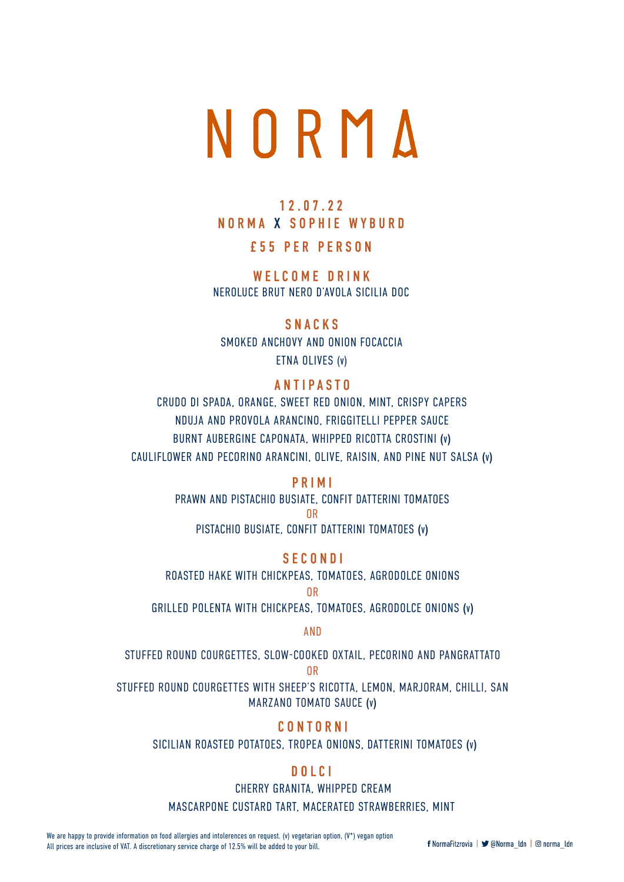# NORMA

## 12.07.22
## NORMA X SOPHIE WYBURD
## £55 PER PERSON

### WELCOME DRINK

NEROLUCE BRUT NERO D'AVOLA SICILIA DOC

### SNACKS

SMOKED ANCHOVY AND ONION FOCACCIA

ETNA OLIVES **(v)**

### ANTIPASTO

CRUDO DI SPADA, ORANGE, SWEET RED ONION, MINT, CRISPY CAPERS

NDUJA AND PROVOLA ARANCINO, FRIGGITELLI PEPPER SAUCE

BURNT AUBERGINE CAPONATA, WHIPPED RICOTTA CROSTINI **(v)**

CAULIFLOWER AND PECORINO ARANCINI, OLIVE, RAISIN, AND PINE NUT SALSA **(v)**

### PRIMI

PRAWN AND PISTACHIO BUSIATE, CONFIT DATTERINI TOMATOES

OR

PISTACHIO BUSIATE, CONFIT DATTERINI TOMATOES **(v)**

### SECONDI

ROASTED HAKE WITH CHICKPEAS, TOMATOES, AGRODOLCE ONIONS

OR

GRILLED POLENTA WITH CHICKPEAS, TOMATOES, AGRODOLCE ONIONS **(v)**

AND

STUFFED ROUND COURGETTES, SLOW-COOKED OXTAIL, PECORINO AND PANGRATTATO

OR

STUFFED ROUND COURGETTES WITH SHEEP'S RICOTTA, LEMON, MARJORAM, CHILLI, SAN MARZANO TOMATO SAUCE **(v)**

### CONTORNI

SICILIAN ROASTED POTATOES, TROPEA ONIONS, DATTERINI TOMATOES **(v)**

### DOLCI

CHERRY GRANITA, WHIPPED CREAM

MASCARPONE CUSTARD TART, MACERATED STRAWBERRIES, MINT

We are happy to provide information on food allergies and intolerences on request. (v) vegetarian option, (V*) vegan option
All prices are inclusive of VAT. A discretionary service charge of 12.5% will be added to your bill.

NormaFitzrovia | @Norma_ldn | norma_ldn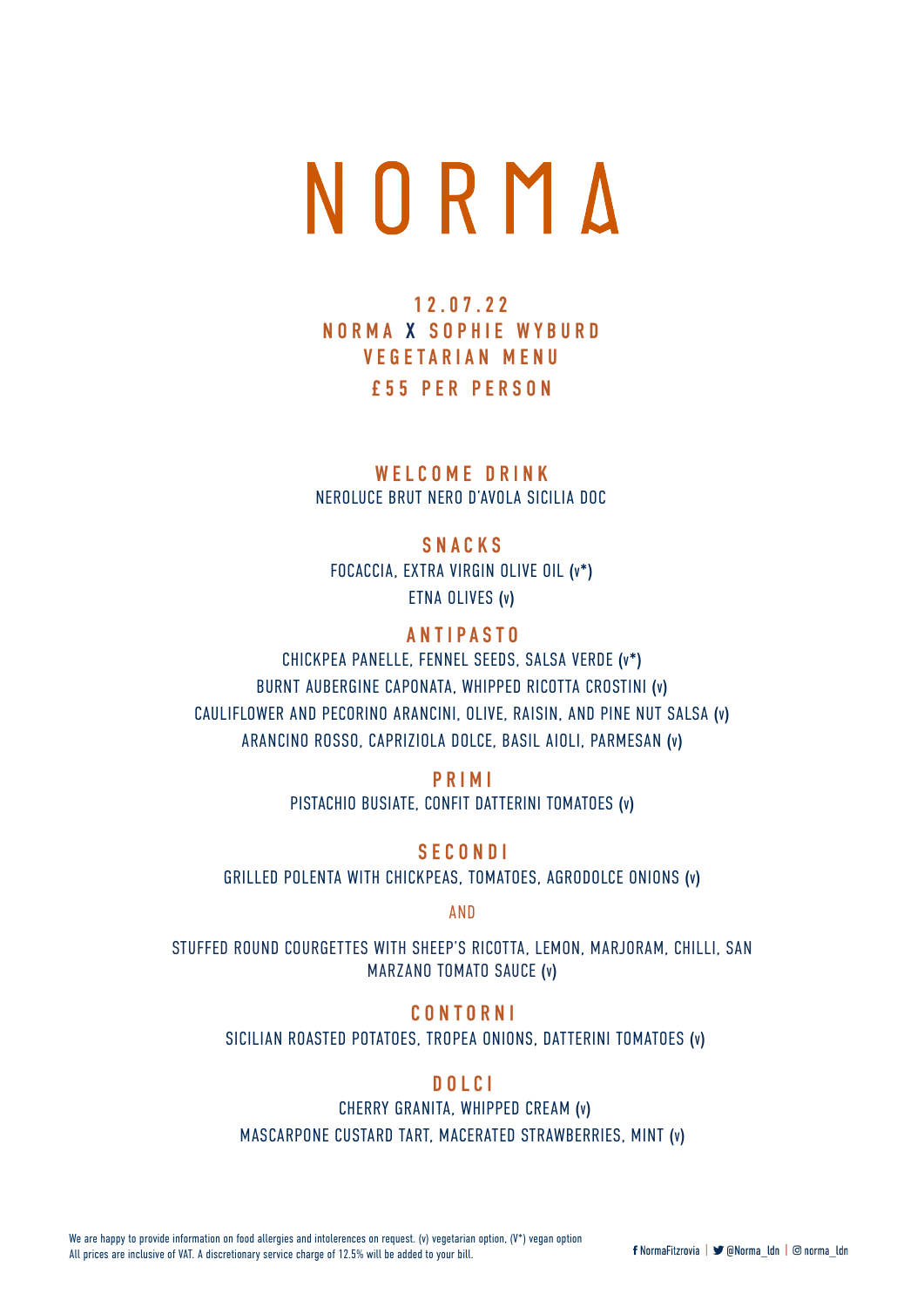# NORMA

## 12.07.22
## NORMA X SOPHIE WYBURD
## VEGETARIAN MENU
## £55 PER PERSON

### WELCOME DRINK

NEROLUCE BRUT NERO D'AVOLA SICILIA DOC

### SNACKS

FOCACCIA, EXTRA VIRGIN OLIVE OIL (v*)

ETNA OLIVES (v)

### ANTIPASTO

CHICKPEA PANELLE, FENNEL SEEDS, SALSA VERDE (v*)

BURNT AUBERGINE CAPONATA, WHIPPED RICOTTA CROSTINI (v)

CAULIFLOWER AND PECORINO ARANCINI, OLIVE, RAISIN, AND PINE NUT SALSA (v)

ARANCINO ROSSO, CAPRIZIOLA DOLCE, BASIL AIOLI, PARMESAN (v)

### PRIMI

PISTACHIO BUSIATE, CONFIT DATTERINI TOMATOES (v)

### SECONDI

GRILLED POLENTA WITH CHICKPEAS, TOMATOES, AGRODOLCE ONIONS (v)

AND

STUFFED ROUND COURGETTES WITH SHEEP'S RICOTTA, LEMON, MARJORAM, CHILLI, SAN MARZANO TOMATO SAUCE (v)

### CONTORNI

SICILIAN ROASTED POTATOES, TROPEA ONIONS, DATTERINI TOMATOES (v)

### DOLCI

CHERRY GRANITA, WHIPPED CREAM (v)

MASCARPONE CUSTARD TART, MACERATED STRAWBERRIES, MINT (v)

We are happy to provide information on food allergies and intolerences on request. (v) vegetarian option, (V*) vegan option
All prices are inclusive of VAT. A discretionary service charge of 12.5% will be added to your bill.

NormaFitzrovia | @Norma_ldn | norma_ldn